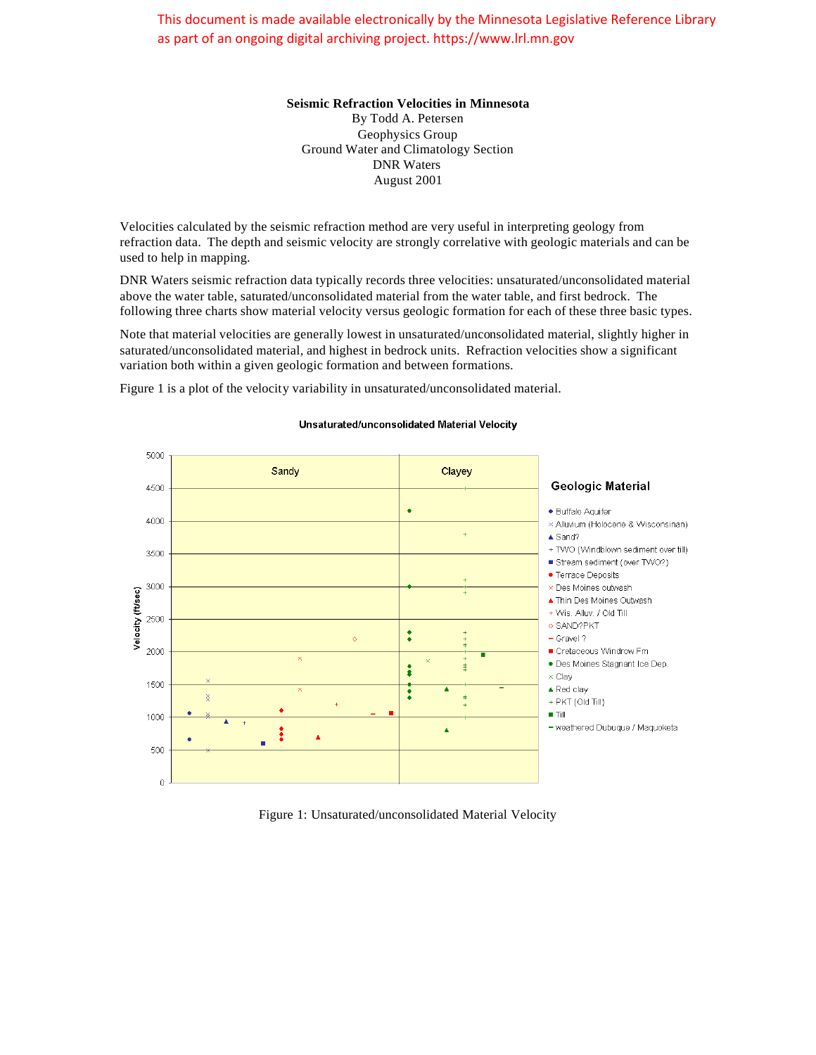This document is made available electronically by the Minnesota Legislative Reference Library as part of an ongoing digital archiving project. https://www.lrl.mn.gov

**Seismic Refraction Velocities in Minnesota**

By Todd A. Petersen
Geophysics Group
Ground Water and Climatology Section
DNR Waters
August 2001

Velocities calculated by the seismic refraction method are very useful in interpreting geology from refraction data. The depth and seismic velocity are strongly correlative with geologic materials and can be used to help in mapping.

DNR Waters seismic refraction data typically records three velocities: unsaturated/unconsolidated material above the water table, saturated/unconsolidated material from the water table, and first bedrock. The following three charts show material velocity versus geologic formation for each of these three basic types.

Note that material velocities are generally lowest in unsaturated/unconsolidated material, slightly higher in saturated/unconsolidated material, and highest in bedrock units. Refraction velocities show a significant variation both within a given geologic formation and between formations.

Figure 1 is a plot of the velocity variability in unsaturated/unconsolidated material.

Unsaturated/unconsolidated Material Velocity

Velocity (ft/sec): 0, 500, 1000, 1500, 2000, 2500, 3000, 3500, 4000, 4500, 5000

Sandy | Clayey

Geologic Material
- Buffalo Aquifer
- Alluvium (Holocene & Wisconsinan)
- Sand?
- TWO (Windblown sediment over till)
- Stream sediment (over TWO?)
- Terrace Deposits
- Des Moines outwash
- Thin Des Moines Outwash
- Wis. Alluv. / Old Till
- SAND?PKT
- Gravel ?
- Cretaceous Windrow Fm
- Des Moines Stagnant Ice Dep
- Clay
- Red clay
- PKT (Old Till)
- Till
- weathered Dubuque / Maquoketa

Figure 1: Unsaturated/unconsolidated Material Velocity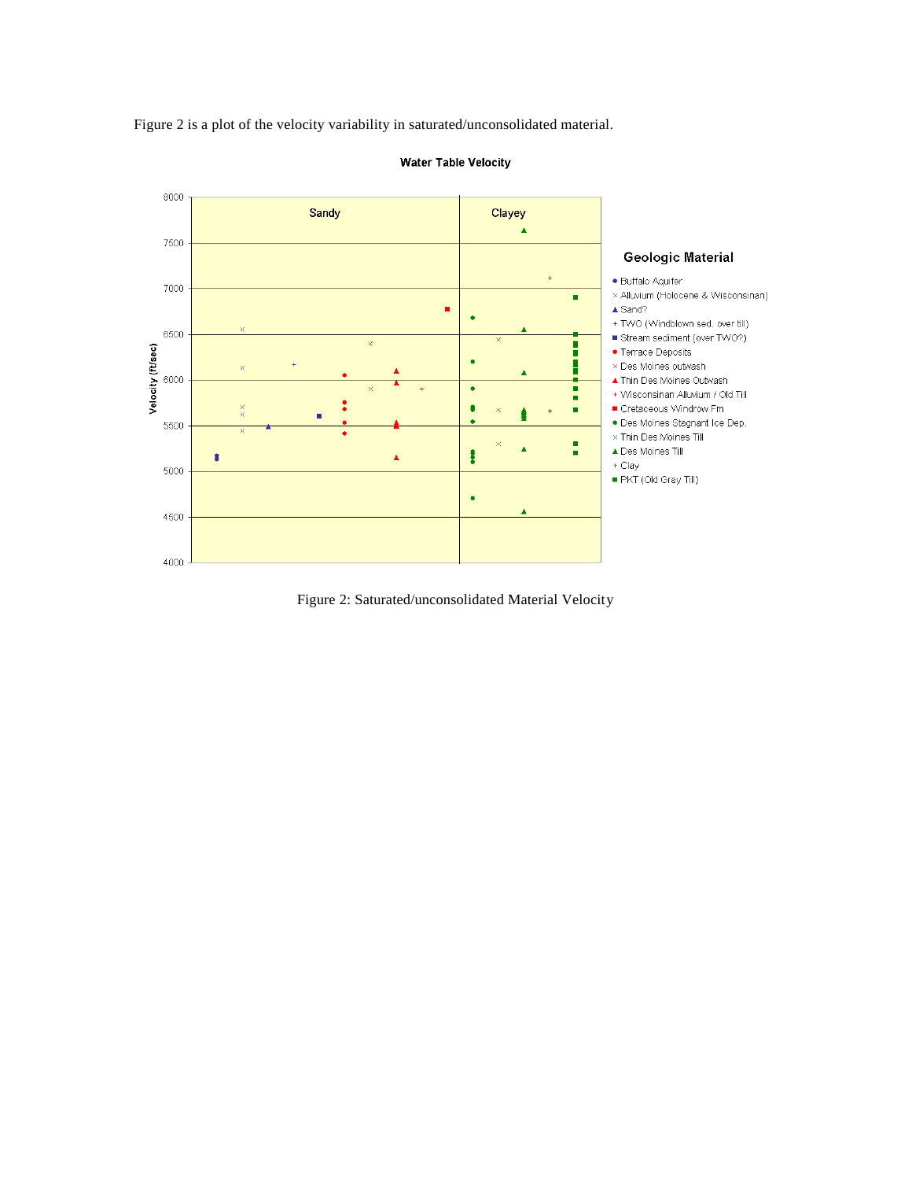Figure 2 is a plot of the velocity variability in saturated/unconsolidated material.

Figure 2: Saturated/unconsolidated Material Velocity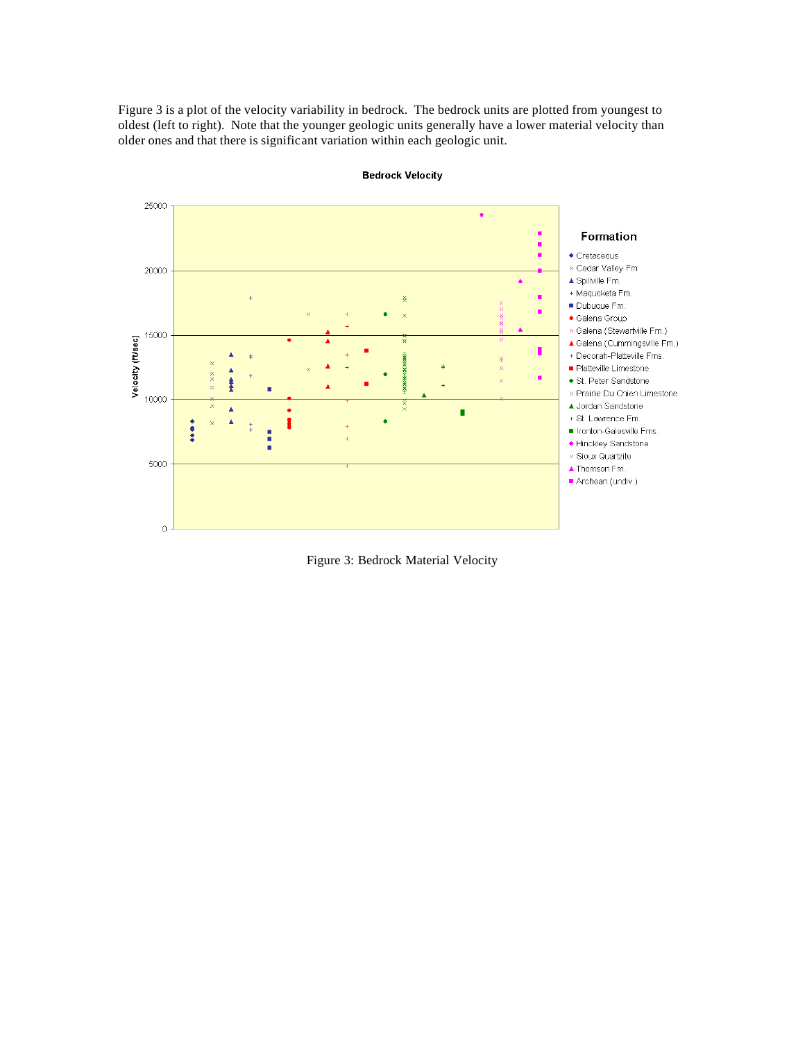Figure 3 is a plot of the velocity variability in bedrock. The bedrock units are plotted from youngest to oldest (left to right). Note that the younger geologic units generally have a lower material velocity than older ones and that there is significant variation within each geologic unit.

Bedrock Velocity

Velocity (ft/sec)

25000
20000
15000
10000
5000
0

Formation

- Cretaceous
- Cedar Valley Fm
- Spillville Fm.
- Maquoketa Fm.
- Dubuque Fm.
- Galena Group
- Galena (Stewartville Fm.)
- Galena (Cummingsville Fm.)
- Decorah-Platteville Fms.
- Platteville Limestone
- St. Peter Sandstone
- Prairie Du Chien Limestone
- Jordan Sandstone
- St. Lawrence Fm.
- Ironton-Galesville Fms.
- Hinckley Sandstone
- Sioux Quartzite
- Thomson Fm.
- Archean (undiv.)

Figure 3: Bedrock Material Velocity